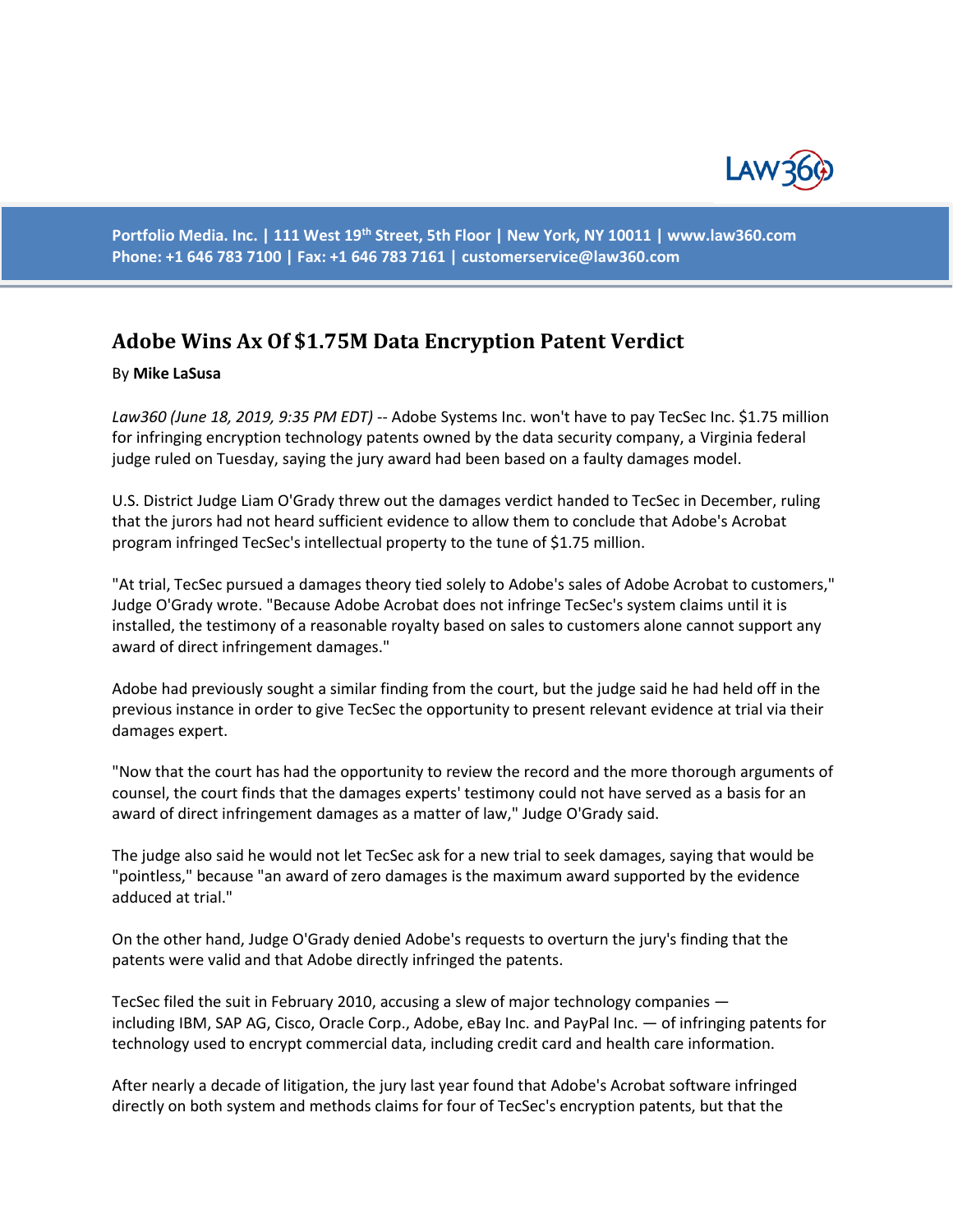Portfolio Media. Inc. | 111 West 19th Street, 5th Floor | New York, NY 10011 | www.law360.com
Phone: +1 646 783 7100 | Fax: +1 646 783 7161 | customerservice@law360.com

# Adobe Wins Ax Of $1.75M Data Encryption Patent Verdict

By **Mike LaSusa**

*Law360 (June 18, 2019, 9:35 PM EDT)* -- Adobe Systems Inc. won't have to pay TecSec Inc. $1.75 million for infringing encryption technology patents owned by the data security company, a Virginia federal judge ruled on Tuesday, saying the jury award had been based on a faulty damages model.

U.S. District Judge Liam O'Grady threw out the damages verdict handed to TecSec in December, ruling that the jurors had not heard sufficient evidence to allow them to conclude that Adobe's Acrobat program infringed TecSec's intellectual property to the tune of $1.75 million.

"At trial, TecSec pursued a damages theory tied solely to Adobe's sales of Adobe Acrobat to customers," Judge O'Grady wrote. "Because Adobe Acrobat does not infringe TecSec's system claims until it is installed, the testimony of a reasonable royalty based on sales to customers alone cannot support any award of direct infringement damages."

Adobe had previously sought a similar finding from the court, but the judge said he had held off in the previous instance in order to give TecSec the opportunity to present relevant evidence at trial via their damages expert.

"Now that the court has had the opportunity to review the record and the more thorough arguments of counsel, the court finds that the damages experts' testimony could not have served as a basis for an award of direct infringement damages as a matter of law," Judge O'Grady said.

The judge also said he would not let TecSec ask for a new trial to seek damages, saying that would be "pointless," because "an award of zero damages is the maximum award supported by the evidence adduced at trial."

On the other hand, Judge O'Grady denied Adobe's requests to overturn the jury's finding that the patents were valid and that Adobe directly infringed the patents.

TecSec filed the suit in February 2010, accusing a slew of major technology companies — including IBM, SAP AG, Cisco, Oracle Corp., Adobe, eBay Inc. and PayPal Inc. — of infringing patents for technology used to encrypt commercial data, including credit card and health care information.

After nearly a decade of litigation, the jury last year found that Adobe's Acrobat software infringed directly on both system and methods claims for four of TecSec's encryption patents, but that the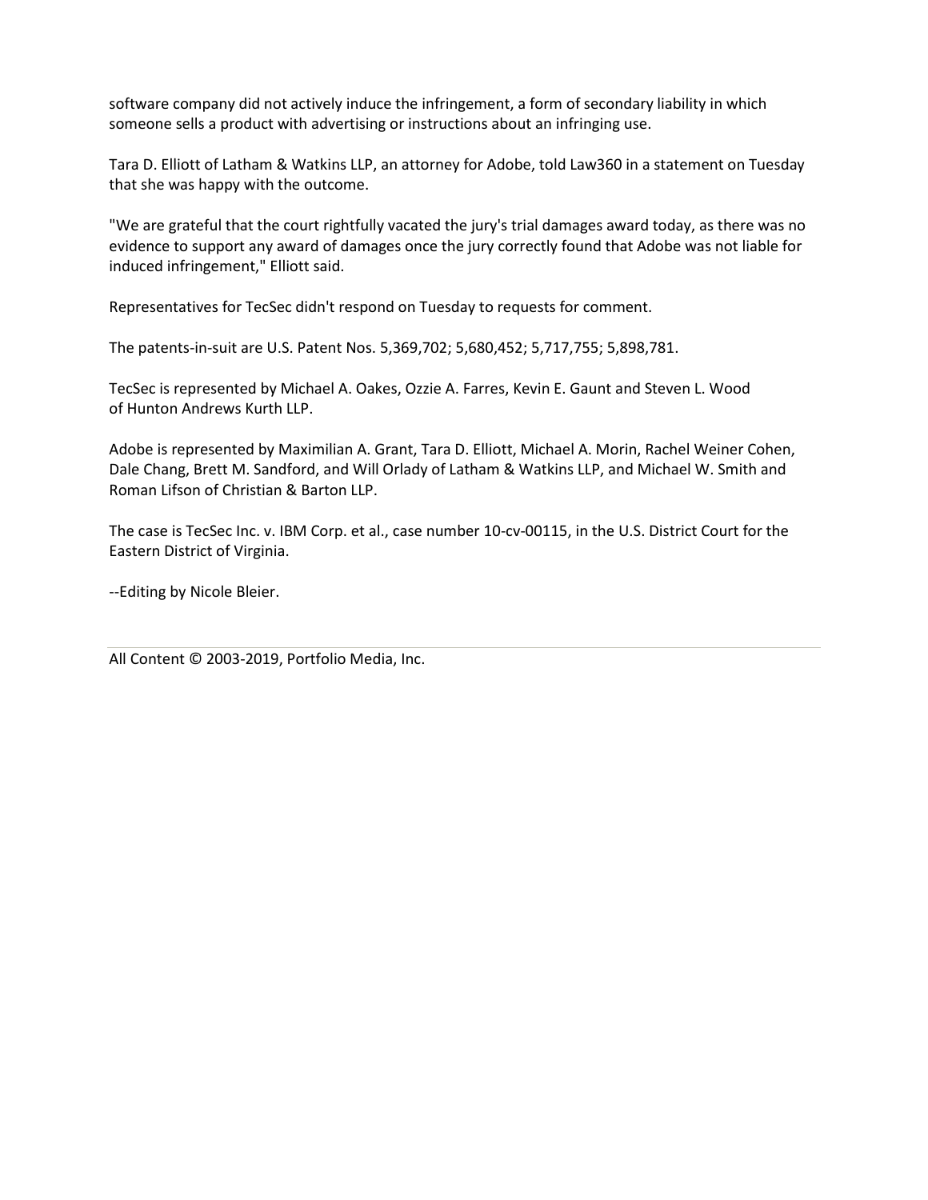software company did not actively induce the infringement, a form of secondary liability in which someone sells a product with advertising or instructions about an infringing use.

Tara D. Elliott of Latham & Watkins LLP, an attorney for Adobe, told Law360 in a statement on Tuesday that she was happy with the outcome.

"We are grateful that the court rightfully vacated the jury's trial damages award today, as there was no evidence to support any award of damages once the jury correctly found that Adobe was not liable for induced infringement," Elliott said.

Representatives for TecSec didn't respond on Tuesday to requests for comment.

The patents-in-suit are U.S. Patent Nos. 5,369,702; 5,680,452; 5,717,755; 5,898,781.

TecSec is represented by Michael A. Oakes, Ozzie A. Farres, Kevin E. Gaunt and Steven L. Wood of Hunton Andrews Kurth LLP.

Adobe is represented by Maximilian A. Grant, Tara D. Elliott, Michael A. Morin, Rachel Weiner Cohen, Dale Chang, Brett M. Sandford, and Will Orlady of Latham & Watkins LLP, and Michael W. Smith and Roman Lifson of Christian & Barton LLP.

The case is TecSec Inc. v. IBM Corp. et al., case number 10-cv-00115, in the U.S. District Court for the Eastern District of Virginia.

--Editing by Nicole Bleier.

All Content © 2003-2019, Portfolio Media, Inc.